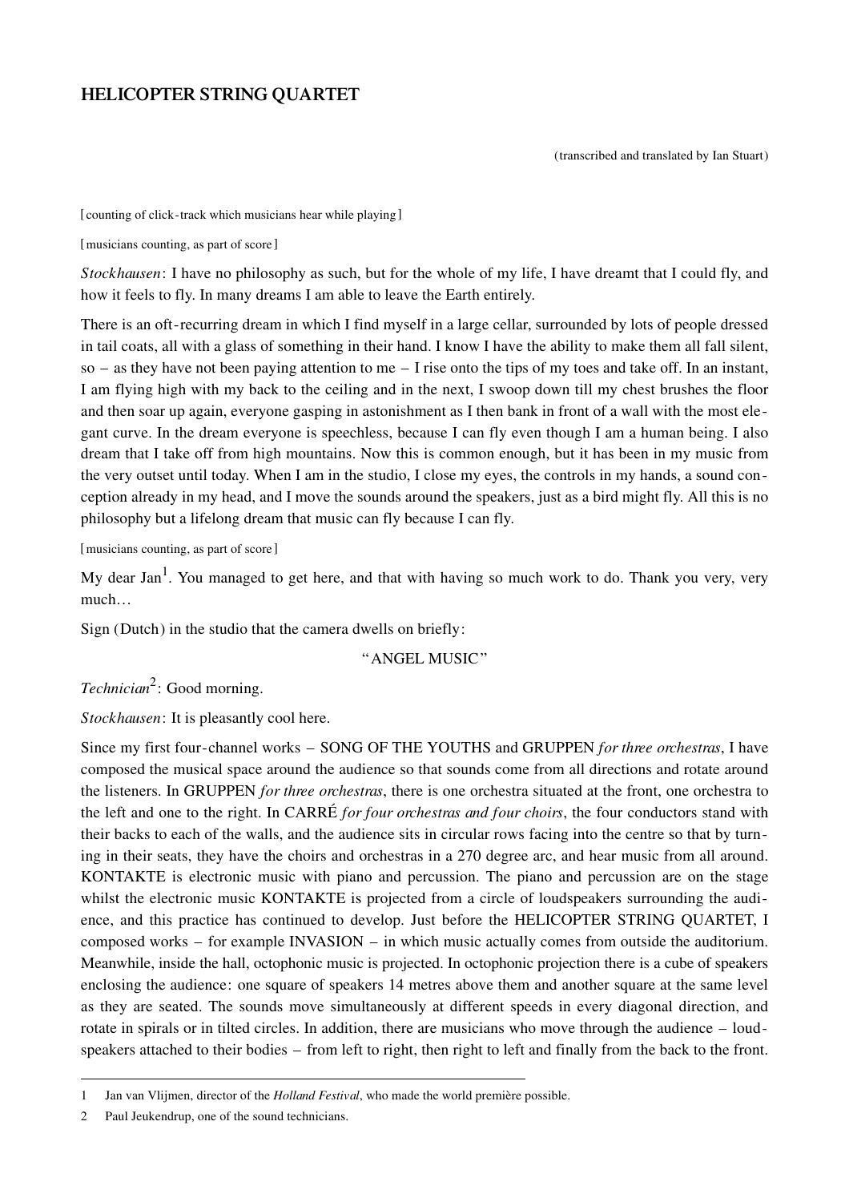# HELICOPTER STRING QUARTET

(transcribed and translated by Ian Stuart)

[counting of click-track which musicians hear while playing]

[musicians counting, as part of score]

*Stockhausen*: I have no philosophy as such, but for the whole of my life, I have dreamt that I could fly, and how it feels to fly. In many dreams I am able to leave the Earth entirely.

There is an oft-recurring dream in which I find myself in a large cellar, surrounded by lots of people dressed in tail coats, all with a glass of something in their hand. I know I have the ability to make them all fall silent, so – as they have not been paying attention to me – I rise onto the tips of my toes and take off. In an instant, I am flying high with my back to the ceiling and in the next, I swoop down till my chest brushes the floor and then soar up again, everyone gasping in astonishment as I then bank in front of a wall with the most elegant curve. In the dream everyone is speechless, because I can fly even though I am a human being. I also dream that I take off from high mountains. Now this is common enough, but it has been in my music from the very outset until today. When I am in the studio, I close my eyes, the controls in my hands, a sound conception already in my head, and I move the sounds around the speakers, just as a bird might fly. All this is no philosophy but a lifelong dream that music can fly because I can fly.

[musicians counting, as part of score]

My dear Jan[1]. You managed to get here, and that with having so much work to do. Thank you very, very much…

Sign (Dutch) in the studio that the camera dwells on briefly:

"ANGEL MUSIC"

*Technician*[2]: Good morning.

*Stockhausen*: It is pleasantly cool here.

Since my first four-channel works – SONG OF THE YOUTHS and GRUPPEN *for three orchestras*, I have composed the musical space around the audience so that sounds come from all directions and rotate around the listeners. In GRUPPEN *for three orchestras*, there is one orchestra situated at the front, one orchestra to the left and one to the right. In CARRÉ *for four orchestras and four choirs*, the four conductors stand with their backs to each of the walls, and the audience sits in circular rows facing into the centre so that by turning in their seats, they have the choirs and orchestras in a 270 degree arc, and hear music from all around. KONTAKTE is electronic music with piano and percussion. The piano and percussion are on the stage whilst the electronic music KONTAKTE is projected from a circle of loudspeakers surrounding the audience, and this practice has continued to develop. Just before the HELICOPTER STRING QUARTET, I composed works – for example INVASION – in which music actually comes from outside the auditorium. Meanwhile, inside the hall, octophonic music is projected. In octophonic projection there is a cube of speakers enclosing the audience: one square of speakers 14 metres above them and another square at the same level as they are seated. The sounds move simultaneously at different speeds in every diagonal direction, and rotate in spirals or in tilted circles. In addition, there are musicians who move through the audience – loudspeakers attached to their bodies – from left to right, then right to left and finally from the back to the front.

---

1 Jan van Vlijmen, director of the *Holland Festival*, who made the world première possible.

2 Paul Jeukendrup, one of the sound technicians.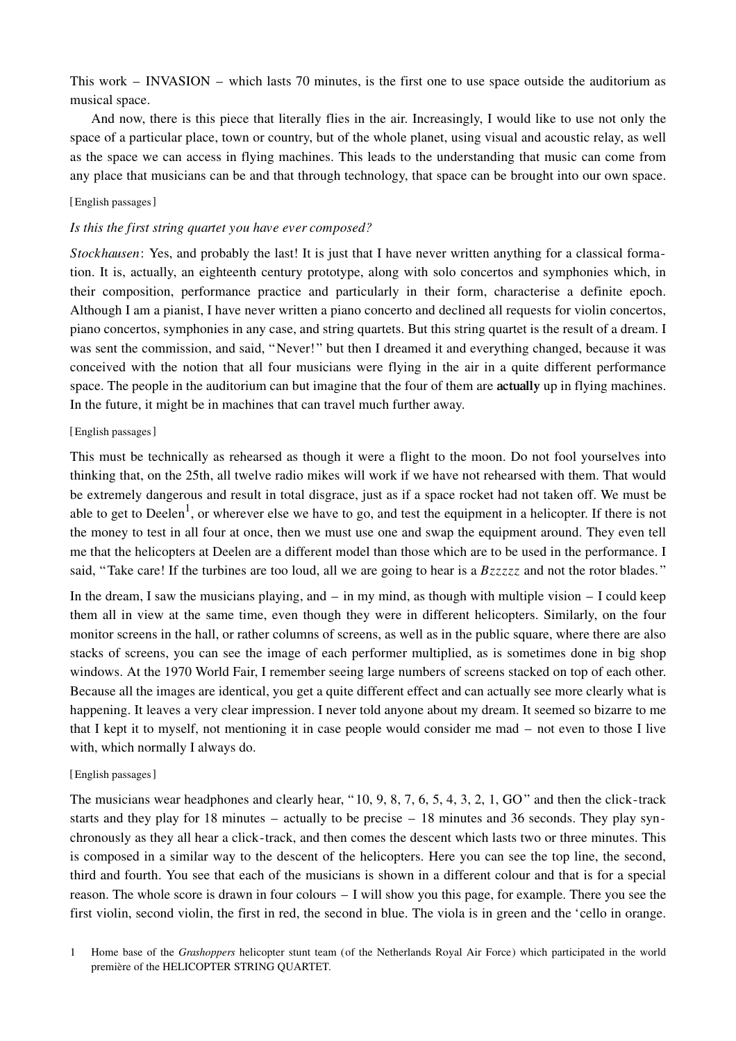This work – INVASION – which lasts 70 minutes, is the first one to use space outside the auditorium as musical space.

And now, there is this piece that literally flies in the air. Increasingly, I would like to use not only the space of a particular place, town or country, but of the whole planet, using visual and acoustic relay, as well as the space we can access in flying machines. This leads to the understanding that music can come from any place that musicians can be and that through technology, that space can be brought into our own space.

[English passages]

*Is this the first string quartet you have ever composed?*

*Stockhausen*: Yes, and probably the last! It is just that I have never written anything for a classical formation. It is, actually, an eighteenth century prototype, along with solo concertos and symphonies which, in their composition, performance practice and particularly in their form, characterise a definite epoch. Although I am a pianist, I have never written a piano concerto and declined all requests for violin concertos, piano concertos, symphonies in any case, and string quartets. But this string quartet is the result of a dream. I was sent the commission, and said, "Never!" but then I dreamed it and everything changed, because it was conceived with the notion that all four musicians were flying in the air in a quite different performance space. The people in the auditorium can but imagine that the four of them are **actually** up in flying machines. In the future, it might be in machines that can travel much further away.

[English passages]

This must be technically as rehearsed as though it were a flight to the moon. Do not fool yourselves into thinking that, on the 25th, all twelve radio mikes will work if we have not rehearsed with them. That would be extremely dangerous and result in total disgrace, just as if a space rocket had not taken off. We must be able to get to Deelen[1], or wherever else we have to go, and test the equipment in a helicopter. If there is not the money to test in all four at once, then we must use one and swap the equipment around. They even tell me that the helicopters at Deelen are a different model than those which are to be used in the performance. I said, "Take care! If the turbines are too loud, all we are going to hear is a *Bzzzzz* and not the rotor blades."

In the dream, I saw the musicians playing, and – in my mind, as though with multiple vision – I could keep them all in view at the same time, even though they were in different helicopters. Similarly, on the four monitor screens in the hall, or rather columns of screens, as well as in the public square, where there are also stacks of screens, you can see the image of each performer multiplied, as is sometimes done in big shop windows. At the 1970 World Fair, I remember seeing large numbers of screens stacked on top of each other. Because all the images are identical, you get a quite different effect and can actually see more clearly what is happening. It leaves a very clear impression. I never told anyone about my dream. It seemed so bizarre to me that I kept it to myself, not mentioning it in case people would consider me mad – not even to those I live with, which normally I always do.

[English passages]

The musicians wear headphones and clearly hear, "10, 9, 8, 7, 6, 5, 4, 3, 2, 1, GO" and then the click-track starts and they play for 18 minutes – actually to be precise – 18 minutes and 36 seconds. They play synchronously as they all hear a click-track, and then comes the descent which lasts two or three minutes. This is composed in a similar way to the descent of the helicopters. Here you can see the top line, the second, third and fourth. You see that each of the musicians is shown in a different colour and that is for a special reason. The whole score is drawn in four colours – I will show you this page, for example. There you see the first violin, second violin, the first in red, the second in blue. The viola is in green and the 'cello in orange.

1 Home base of the *Grashoppers* helicopter stunt team (of the Netherlands Royal Air Force) which participated in the world première of the HELICOPTER STRING QUARTET.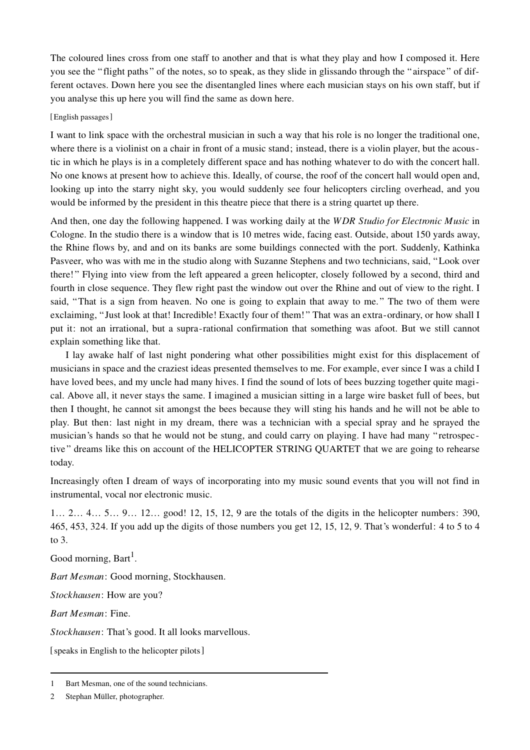The coloured lines cross from one staff to another and that is what they play and how I composed it. Here you see the "flight paths" of the notes, so to speak, as they slide in glissando through the "airspace" of different octaves. Down here you see the disentangled lines where each musician stays on his own staff, but if you analyse this up here you will find the same as down here.

[English passages]

I want to link space with the orchestral musician in such a way that his role is no longer the traditional one, where there is a violinist on a chair in front of a music stand; instead, there is a violin player, but the acoustic in which he plays is in a completely different space and has nothing whatever to do with the concert hall. No one knows at present how to achieve this. Ideally, of course, the roof of the concert hall would open and, looking up into the starry night sky, you would suddenly see four helicopters circling overhead, and you would be informed by the president in this theatre piece that there is a string quartet up there.

And then, one day the following happened. I was working daily at the *WDR Studio for Electronic Music* in Cologne. In the studio there is a window that is 10 metres wide, facing east. Outside, about 150 yards away, the Rhine flows by, and and on its banks are some buildings connected with the port. Suddenly, Kathinka Pasveer, who was with me in the studio along with Suzanne Stephens and two technicians, said, "Look over there!" Flying into view from the left appeared a green helicopter, closely followed by a second, third and fourth in close sequence. They flew right past the window out over the Rhine and out of view to the right. I said, "That is a sign from heaven. No one is going to explain that away to me." The two of them were exclaiming, "Just look at that! Incredible! Exactly four of them!" That was an extra-ordinary, or how shall I put it: not an irrational, but a supra-rational confirmation that something was afoot. But we still cannot explain something like that.

I lay awake half of last night pondering what other possibilities might exist for this displacement of musicians in space and the craziest ideas presented themselves to me. For example, ever since I was a child I have loved bees, and my uncle had many hives. I find the sound of lots of bees buzzing together quite magical. Above all, it never stays the same. I imagined a musician sitting in a large wire basket full of bees, but then I thought, he cannot sit amongst the bees because they will sting his hands and he will not be able to play. But then: last night in my dream, there was a technician with a special spray and he sprayed the musician's hands so that he would not be stung, and could carry on playing. I have had many "retrospective" dreams like this on account of the HELICOPTER STRING QUARTET that we are going to rehearse today.

Increasingly often I dream of ways of incorporating into my music sound events that you will not find in instrumental, vocal nor electronic music.

1… 2… 4… 5… 9… 12… good! 12, 15, 12, 9 are the totals of the digits in the helicopter numbers: 390, 465, 453, 324. If you add up the digits of those numbers you get 12, 15, 12, 9. That's wonderful: 4 to 5 to 4 to 3.

Good morning, Bart[1].

*Bart Mesman*: Good morning, Stockhausen.

*Stockhausen*: How are you?

*Bart Mesman*: Fine.

*Stockhausen*: That's good. It all looks marvellous.

[speaks in English to the helicopter pilots]

---

1 Bart Mesman, one of the sound technicians.

2 Stephan Müller, photographer.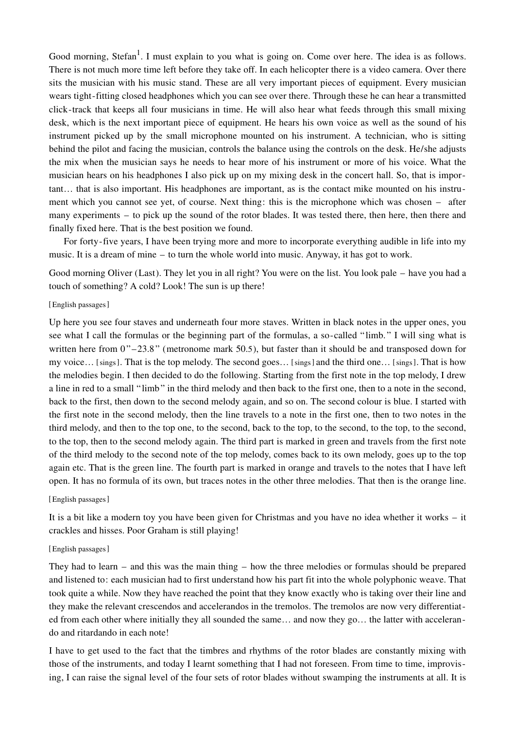Good morning, Stefan[1]. I must explain to you what is going on. Come over here. The idea is as follows. There is not much more time left before they take off. In each helicopter there is a video camera. Over there sits the musician with his music stand. These are all very important pieces of equipment. Every musician wears tight-fitting closed headphones which you can see over there. Through these he can hear a transmitted click-track that keeps all four musicians in time. He will also hear what feeds through this small mixing desk, which is the next important piece of equipment. He hears his own voice as well as the sound of his instrument picked up by the small microphone mounted on his instrument. A technician, who is sitting behind the pilot and facing the musician, controls the balance using the controls on the desk. He/she adjusts the mix when the musician says he needs to hear more of his instrument or more of his voice. What the musician hears on his headphones I also pick up on my mixing desk in the concert hall. So, that is important… that is also important. His headphones are important, as is the contact mike mounted on his instrument which you cannot see yet, of course. Next thing: this is the microphone which was chosen – after many experiments – to pick up the sound of the rotor blades. It was tested there, then here, then there and finally fixed here. That is the best position we found.

For forty-five years, I have been trying more and more to incorporate everything audible in life into my music. It is a dream of mine – to turn the whole world into music. Anyway, it has got to work.

Good morning Oliver (Last). They let you in all right? You were on the list. You look pale – have you had a touch of something? A cold? Look! The sun is up there!

[English passages]

Up here you see four staves and underneath four more staves. Written in black notes in the upper ones, you see what I call the formulas or the beginning part of the formulas, a so-called "limb." I will sing what is written here from 0"–23.8" (metronome mark 50.5), but faster than it should be and transposed down for my voice… [sings]. That is the top melody. The second goes… [sings] and the third one… [sings]. That is how the melodies begin. I then decided to do the following. Starting from the first note in the top melody, I drew a line in red to a small "limb" in the third melody and then back to the first one, then to a note in the second, back to the first, then down to the second melody again, and so on. The second colour is blue. I started with the first note in the second melody, then the line travels to a note in the first one, then to two notes in the third melody, and then to the top one, to the second, back to the top, to the second, to the top, to the second, to the top, then to the second melody again. The third part is marked in green and travels from the first note of the third melody to the second note of the top melody, comes back to its own melody, goes up to the top again etc. That is the green line. The fourth part is marked in orange and travels to the notes that I have left open. It has no formula of its own, but traces notes in the other three melodies. That then is the orange line.

[English passages]

It is a bit like a modern toy you have been given for Christmas and you have no idea whether it works – it crackles and hisses. Poor Graham is still playing!

[English passages]

They had to learn – and this was the main thing – how the three melodies or formulas should be prepared and listened to: each musician had to first understand how his part fit into the whole polyphonic weave. That took quite a while. Now they have reached the point that they know exactly who is taking over their line and they make the relevant crescendos and accelerandos in the tremolos. The tremolos are now very differentiated from each other where initially they all sounded the same… and now they go… the latter with accelerando and ritardando in each note!

I have to get used to the fact that the timbres and rhythms of the rotor blades are constantly mixing with those of the instruments, and today I learnt something that I had not foreseen. From time to time, improvising, I can raise the signal level of the four sets of rotor blades without swamping the instruments at all. It is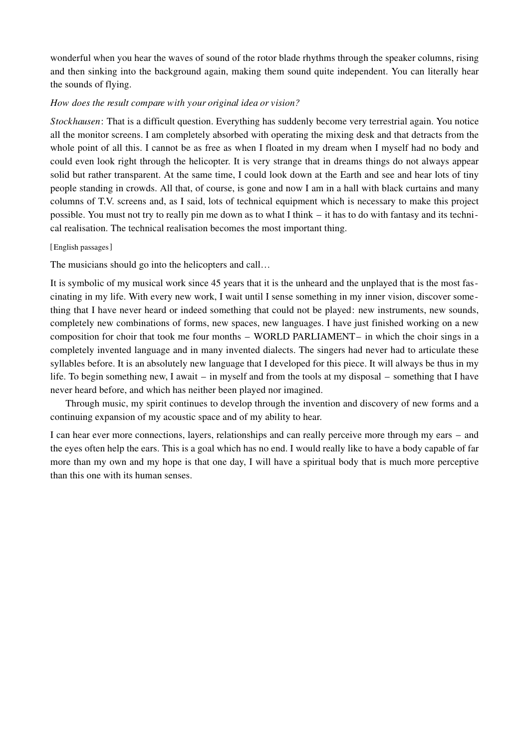wonderful when you hear the waves of sound of the rotor blade rhythms through the speaker columns, rising and then sinking into the background again, making them sound quite independent. You can literally hear the sounds of flying.

*How does the result compare with your original idea or vision?*

*Stockhausen*: That is a difficult question. Everything has suddenly become very terrestrial again. You notice all the monitor screens. I am completely absorbed with operating the mixing desk and that detracts from the whole point of all this. I cannot be as free as when I floated in my dream when I myself had no body and could even look right through the helicopter. It is very strange that in dreams things do not always appear solid but rather transparent. At the same time, I could look down at the Earth and see and hear lots of tiny people standing in crowds. All that, of course, is gone and now I am in a hall with black curtains and many columns of T.V. screens and, as I said, lots of technical equipment which is necessary to make this project possible. You must not try to really pin me down as to what I think – it has to do with fantasy and its technical realisation. The technical realisation becomes the most important thing.

[English passages]

The musicians should go into the helicopters and call…

It is symbolic of my musical work since 45 years that it is the unheard and the unplayed that is the most fascinating in my life. With every new work, I wait until I sense something in my inner vision, discover something that I have never heard or indeed something that could not be played: new instruments, new sounds, completely new combinations of forms, new spaces, new languages. I have just finished working on a new composition for choir that took me four months – WORLD PARLIAMENT – in which the choir sings in a completely invented language and in many invented dialects. The singers had never had to articulate these syllables before. It is an absolutely new language that I developed for this piece. It will always be thus in my life. To begin something new, I await – in myself and from the tools at my disposal – something that I have never heard before, and which has neither been played nor imagined.

Through music, my spirit continues to develop through the invention and discovery of new forms and a continuing expansion of my acoustic space and of my ability to hear.

I can hear ever more connections, layers, relationships and can really perceive more through my ears – and the eyes often help the ears. This is a goal which has no end. I would really like to have a body capable of far more than my own and my hope is that one day, I will have a spiritual body that is much more perceptive than this one with its human senses.